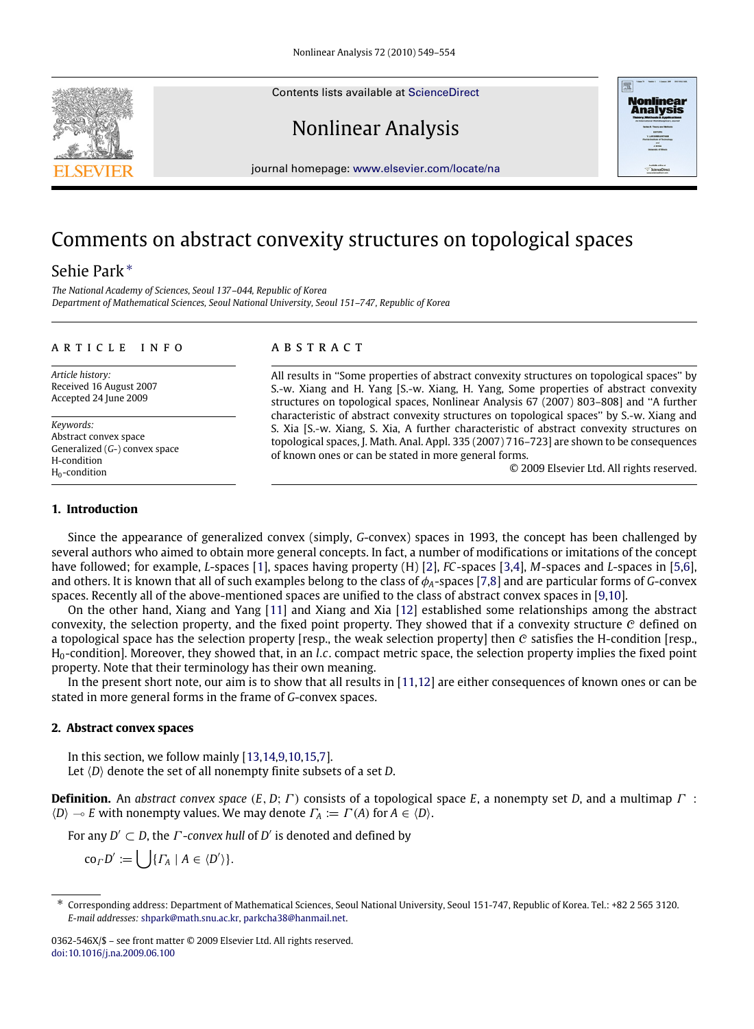# Comments on abstract convexity structures on topological spaces

Sehie Park *

*The National Academy of Sciences, Seoul 137-044, Republic of Korea*
*Department of Mathematical Sciences, Seoul National University, Seoul 151-747, Republic of Korea*

## ARTICLE INFO

*Article history:*
Received 16 August 2007
Accepted 24 June 2009

*Keywords:*
Abstract convex space
Generalized ($G$-) convex space
H-condition
$H_0$-condition

## ABSTRACT

All results in "Some properties of abstract convexity structures on topological spaces" by S.-w. Xiang and H. Yang [S.-w. Xiang, H. Yang, Some properties of abstract convexity structures on topological spaces, Nonlinear Analysis 67 (2007) 803–808] and "A further characteristic of abstract convexity structures on topological spaces" by S.-w. Xiang and S. Xia [S.-w. Xiang, S. Xia, A further characteristic of abstract convexity structures on topological spaces, J. Math. Anal. Appl. 335 (2007) 716–723] are shown to be consequences of known ones or can be stated in more general forms.

© 2009 Elsevier Ltd. All rights reserved.

## 1. Introduction

Since the appearance of generalized convex (simply, $G$-convex) spaces in 1993, the concept has been challenged by several authors who aimed to obtain more general concepts. In fact, a number of modifications or imitations of the concept have followed; for example, $L$-spaces [1], spaces having property (H) [2], $FC$-spaces [3,4], $M$-spaces and $L$-spaces in [5,6], and others. It is known that all of such examples belong to the class of $\phi_A$-spaces [7,8] and are particular forms of $G$-convex spaces. Recently all of the above-mentioned spaces are unified to the class of abstract convex spaces in [9,10].

On the other hand, Xiang and Yang [11] and Xiang and Xia [12] established some relationships among the abstract convexity, the selection property, and the fixed point property. They showed that if a convexity structure $\mathcal{C}$ defined on a topological space has the selection property [resp., the weak selection property] then $\mathcal{C}$ satisfies the H-condition [resp., $H_0$-condition]. Moreover, they showed that, in an *l.c.* compact metric space, the selection property implies the fixed point property. Note that their terminology has their own meaning.

In the present short note, our aim is to show that all results in [11,12] are either consequences of known ones or can be stated in more general forms in the frame of $G$-convex spaces.

## 2. Abstract convex spaces

In this section, we follow mainly [13,14,9,10,15,7].

Let $\langle D\rangle$ denote the set of all nonempty finite subsets of a set $D$.

**Definition.** An *abstract convex space* $(E, D; \Gamma)$ consists of a topological space $E$, a nonempty set $D$, and a multimap $\Gamma : \langle D\rangle \multimap E$ with nonempty values. We may denote $\Gamma_A := \Gamma(A)$ for $A \in \langle D\rangle$.

For any $D' \subset D$, the $\Gamma$*-convex hull* of $D'$ is denoted and defined by

$$\mathrm{co}_\Gamma D' := \bigcup\{\Gamma_A \mid A \in \langle D'\rangle\}.$$

* Corresponding address: Department of Mathematical Sciences, Seoul National University, Seoul 151-747, Republic of Korea. Tel.: +82 2 565 3120.
*E-mail addresses:* shpark@math.snu.ac.kr, parkcha38@hanmail.net.

0362-546X/$ – see front matter © 2009 Elsevier Ltd. All rights reserved.
doi:10.1016/j.na.2009.06.100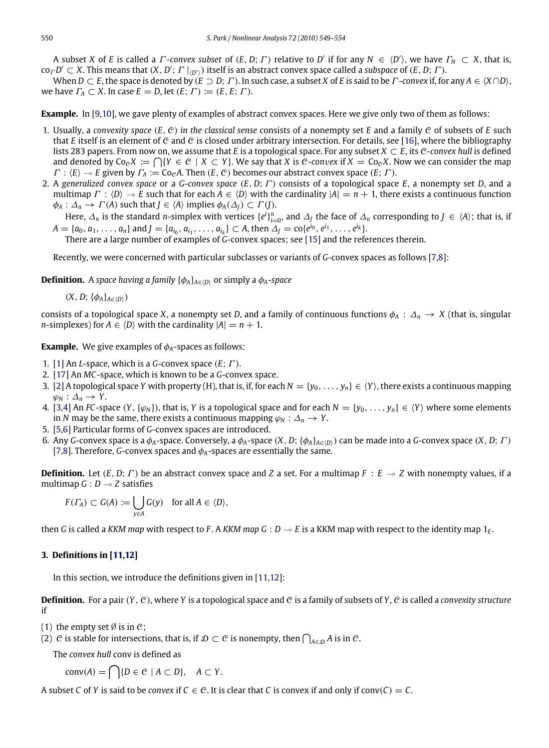A subset $X$ of $E$ is called a *$\Gamma$-convex subset* of $(E, D; \Gamma)$ relative to $D'$ if for any $N \in \langle D' \rangle$, we have $\Gamma_N \subset X$, that is, $\mathrm{co}_\Gamma D' \subset X$. This means that $(X, D'; \Gamma|_{\langle D' \rangle})$ itself is an abstract convex space called a *subspace* of $(E, D; \Gamma)$.

When $D \subset E$, the space is denoted by $(E \supset D; \Gamma)$. In such case, a subset $X$ of $E$ is said to be *$\Gamma$-convex* if, for any $A \in \langle X \cap D \rangle$, we have $\Gamma_A \subset X$. In case $E = D$, let $(E; \Gamma) := (E, E; \Gamma)$.

**Example.** In [9,10], we gave plenty of examples of abstract convex spaces. Here we give only two of them as follows:

1. Usually, a *convexity space* $(E, \mathcal{C})$ *in the classical sense* consists of a nonempty set $E$ and a family $\mathcal{C}$ of subsets of $E$ such that $E$ itself is an element of $\mathcal{C}$ and $\mathcal{C}$ is closed under arbitrary intersection. For details, see [16], where the bibliography lists 283 papers. From now on, we assume that $E$ is a topological space. For any subset $X \subset E$, its *$\mathcal{C}$-convex hull* is defined and denoted by $\mathrm{Co}_\mathcal{C} X := \bigcap \{Y \in \mathcal{C} \mid X \subset Y\}$. We say that $X$ is *$\mathcal{C}$-convex* if $X = \mathrm{Co}_\mathcal{C} X$. Now we can consider the map $\Gamma : \langle E \rangle \multimap E$ given by $\Gamma_A := \mathrm{Co}_\mathcal{C} A$. Then $(E, \mathcal{C})$ becomes our abstract convex space $(E; \Gamma)$.
2. A *generalized convex space* or a *G-convex space* $(E, D; \Gamma)$ consists of a topological space $E$, a nonempty set $D$, and a multimap $\Gamma : \langle D \rangle \multimap E$ such that for each $A \in \langle D \rangle$ with the cardinality $|A| = n + 1$, there exists a continuous function $\phi_A : \Delta_n \to \Gamma(A)$ such that $J \in \langle A \rangle$ implies $\phi_A(\Delta_J) \subset \Gamma(J)$.

   Here, $\Delta_n$ is the standard $n$-simplex with vertices $\{e^i\}_{i=0}^n$, and $\Delta_J$ the face of $\Delta_n$ corresponding to $J \in \langle A \rangle$; that is, if $A = \{a_0, a_1, \ldots, a_n\}$ and $J = \{a_{i_0}, a_{i_1}, \ldots, a_{i_k}\} \subset A$, then $\Delta_J = \mathrm{co}\{e^{i_0}, e^{i_1}, \ldots, e^{i_k}\}$.

   There are a large number of examples of $G$-convex spaces; see [15] and the references therein.

Recently, we were concerned with particular subclasses or variants of $G$-convex spaces as follows [7,8]:

**Definition.** A *space having a family* $\{\phi_A\}_{A \in \langle D \rangle}$ or simply a *$\phi_A$-space*

$$(X, D; \{\phi_A\}_{A \in \langle D \rangle})$$

consists of a topological space $X$, a nonempty set $D$, and a family of continuous functions $\phi_A : \Delta_n \to X$ (that is, singular $n$-simplexes) for $A \in \langle D \rangle$ with the cardinality $|A| = n + 1$.

**Example.** We give examples of $\phi_A$-spaces as follows:

1. [1] An *L*-space, which is a $G$-convex space $(E; \Gamma)$.
2. [17] An *MC*-space, which is known to be a $G$-convex space.
3. [2] A topological space $Y$ with property (H), that is, if, for each $N = \{y_0, \ldots, y_n\} \in \langle Y \rangle$, there exists a continuous mapping $\varphi_N : \Delta_n \to Y$.
4. [3,4] An *FC*-space $(Y, \{\varphi_N\})$, that is, $Y$ is a topological space and for each $N = \{y_0, \ldots, y_n\} \in \langle Y \rangle$ where some elements in $N$ may be the same, there exists a continuous mapping $\varphi_N : \Delta_n \to Y$.
5. [5,6] Particular forms of $G$-convex spaces are introduced.
6. Any $G$-convex space is a $\phi_A$-space. Conversely, a $\phi_A$-space $(X, D; \{\phi_A\}_{A \in \langle D \rangle})$ can be made into a $G$-convex space $(X, D; \Gamma)$ [7,8]. Therefore, $G$-convex spaces and $\phi_A$-spaces are essentially the same.

**Definition.** Let $(E, D; \Gamma)$ be an abstract convex space and $Z$ a set. For a multimap $F : E \multimap Z$ with nonempty values, if a multimap $G : D \multimap Z$ satisfies

$$F(\Gamma_A) \subset G(A) := \bigcup_{y \in A} G(y) \quad \text{for all } A \in \langle D \rangle,$$

then $G$ is called a *KKM map* with respect to $F$. A *KKM map* $G : D \multimap E$ is a KKM map with respect to the identity map $1_E$.

## 3. Definitions in [11,12]

In this section, we introduce the definitions given in [11,12]:

**Definition.** For a pair $(Y, \mathcal{C})$, where $Y$ is a topological space and $\mathcal{C}$ is a family of subsets of $Y$, $\mathcal{C}$ is called a *convexity structure* if

(1) the empty set $\emptyset$ is in $\mathcal{C}$;
(2) $\mathcal{C}$ is stable for intersections, that is, if $\mathcal{D} \subset \mathcal{C}$ is nonempty, then $\bigcap_{A \in \mathcal{D}} A$ is in $\mathcal{C}$.

The *convex hull* conv is defined as

$$\mathrm{conv}(A) = \bigcap \{D \in \mathcal{C} \mid A \subset D\}, \quad A \subset Y.$$

A subset $C$ of $Y$ is said to be *convex* if $C \in \mathcal{C}$. It is clear that $C$ is convex if and only if $\mathrm{conv}(C) = C$.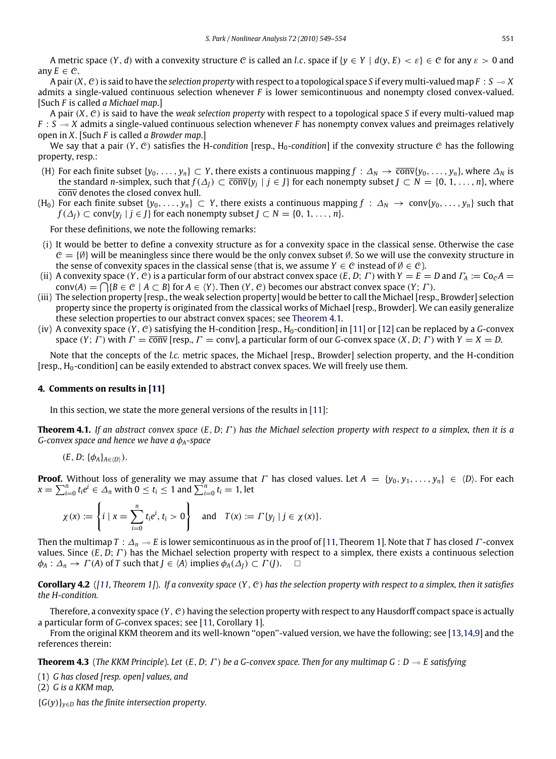A metric space $(Y, d)$ with a convexity structure $\mathcal{C}$ is called an *l.c.* space if $\{y \in Y \mid d(y, E) < \varepsilon\} \in \mathcal{C}$ for any $\varepsilon > 0$ and any $E \in \mathcal{C}$.

A pair $(X, \mathcal{C})$ is said to have the *selection property* with respect to a topological space $S$ if every multi-valued map $F : S \multimap X$ admits a single-valued continuous selection whenever $F$ is lower semicontinuous and nonempty closed convex-valued. [Such $F$ is called *a Michael map*.]

A pair $(X, \mathcal{C})$ is said to have the *weak selection property* with respect to a topological space $S$ if every multi-valued map $F : S \multimap X$ admits a single-valued continuous selection whenever $F$ has nonempty convex values and preimages relatively open in $X$. [Such $F$ is called *a Browder map*.]

We say that a pair $(Y, \mathcal{C})$ satisfies the H-*condition* [resp., $H_0$-*condition*] if the convexity structure $\mathcal{C}$ has the following property, resp.:

(H) For each finite subset $\{y_0, \ldots, y_n\} \subset Y$, there exists a continuous mapping $f : \Delta_N \to \overline{\text{conv}}\{y_0, \ldots, y_n\}$, where $\Delta_N$ is the standard $n$-simplex, such that $f(\Delta_J) \subset \overline{\text{conv}}\{y_j \mid j \in J\}$ for each nonempty subset $J \subset N = \{0, 1, \ldots, n\}$, where $\overline{\text{conv}}$ denotes the closed convex hull.

($H_0$) For each finite subset $\{y_0, \ldots, y_n\} \subset Y$, there exists a continuous mapping $f : \Delta_N \to \text{conv}\{y_0, \ldots, y_n\}$ such that $f(\Delta_J) \subset \text{conv}\{y_j \mid j \in J\}$ for each nonempty subset $J \subset N = \{0, 1, \ldots, n\}$.

For these definitions, we note the following remarks:

(i) It would be better to define a convexity structure as for a convexity space in the classical sense. Otherwise the case $\mathcal{C} = \{\emptyset\}$ will be meaningless since there would be the only convex subset $\emptyset$. So we will use the convexity structure in the sense of convexity spaces in the classical sense (that is, we assume $Y \in \mathcal{C}$ instead of $\emptyset \in \mathcal{C}$).

(ii) A convexity space $(Y, \mathcal{C})$ is a particular form of our abstract convex space $(E, D; \Gamma)$ with $Y = E = D$ and $\Gamma_A := \text{Co}_{\mathcal{C}} A = \text{conv}(A) = \bigcap\{B \in \mathcal{C} \mid A \subset B\}$ for $A \in \langle Y\rangle$. Then $(Y, \mathcal{C})$ becomes our abstract convex space $(Y; \Gamma)$.

(iii) The selection property [resp., the weak selection property] would be better to call the Michael [resp., Browder] selection property since the property is originated from the classical works of Michael [resp., Browder]. We can easily generalize these selection properties to our abstract convex spaces; see Theorem 4.1.

(iv) A convexity space $(Y, \mathcal{C})$ satisfying the H-condition [resp., $H_0$-condition] in [11] or [12] can be replaced by a *G*-convex space $(Y; \Gamma)$ with $\Gamma = \overline{\text{conv}}$ [resp., $\Gamma = \text{conv}$], a particular form of our *G*-convex space $(X, D; \Gamma)$ with $Y = X = D$.

Note that the concepts of the *l.c.* metric spaces, the Michael [resp., Browder] selection property, and the H-condition [resp., $H_0$-condition] can be easily extended to abstract convex spaces. We will freely use them.

## 4. Comments on results in [11]

In this section, we state the more general versions of the results in [11]:

**Theorem 4.1.** *If an abstract convex space $(E, D; \Gamma)$ has the Michael selection property with respect to a simplex, then it is a G-convex space and hence we have a $\phi_A$-space*

$$(E, D; \{\phi_A\}_{A\in\langle D\rangle}).$$

**Proof.** Without loss of generality we may assume that $\Gamma$ has closed values. Let $A = \{y_0, y_1, \ldots, y_n\} \in \langle D\rangle$. For each $x = \sum_{i=0}^{n} t_i e^i \in \Delta_n$ with $0 \le t_i \le 1$ and $\sum_{i=0}^{n} t_i = 1$, let

$$\chi(x) := \left\{ i \mid x = \sum_{i=0}^{n} t_i e^i,\ t_i > 0 \right\} \quad \text{and} \quad T(x) := \Gamma\{y_j \mid j \in \chi(x)\}.$$

Then the multimap $T : \Delta_n \multimap E$ is lower semicontinuous as in the proof of [11, Theorem 1]. Note that $T$ has closed $\Gamma$-convex values. Since $(E, D; \Gamma)$ has the Michael selection property with respect to a simplex, there exists a continuous selection $\phi_A : \Delta_n \to \Gamma(A)$ of $T$ such that $J \in \langle A\rangle$ implies $\phi_A(\Delta_J) \subset \Gamma(J)$. $\square$

**Corollary 4.2** (*[11, Theorem 1]*). *If a convexity space $(Y, \mathcal{C})$ has the selection property with respect to a simplex, then it satisfies the H-condition.*

Therefore, a convexity space $(Y, \mathcal{C})$ having the selection property with respect to any Hausdorff compact space is actually a particular form of *G*-convex spaces; see [11, Corollary 1].

From the original KKM theorem and its well-known "open"-valued version, we have the following; see [13,14,9] and the references therein:

**Theorem 4.3** (*The KKM Principle*). *Let $(E, D; \Gamma)$ be a G-convex space. Then for any multimap $G : D \multimap E$ satisfying*

(1) *G has closed [resp. open] values, and*

(2) *G is a KKM map,*

*$\{G(y)\}_{y\in D}$ has the finite intersection property.*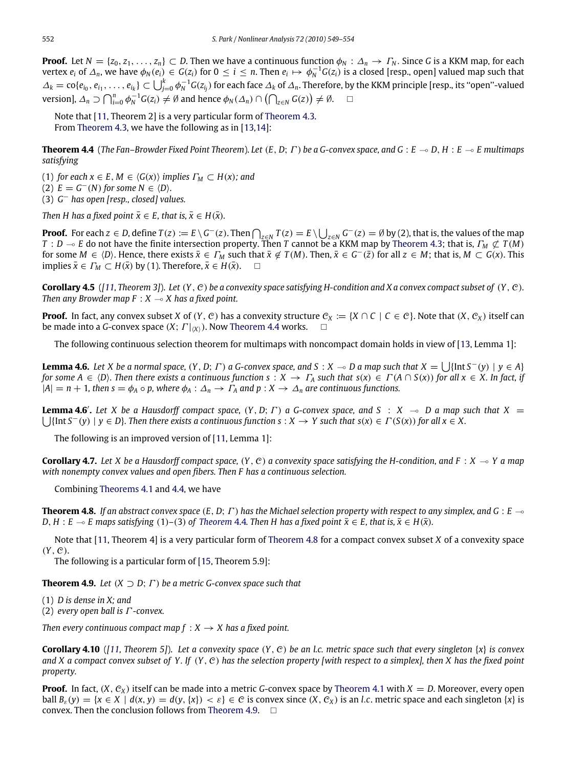**Proof.** Let $N = \{z_0, z_1, \ldots, z_n\} \subset D$. Then we have a continuous function $\phi_N : \Delta_n \to \Gamma_N$. Since $G$ is a KKM map, for each vertex $e_i$ of $\Delta_n$, we have $\phi_N(e_i) \in G(z_i)$ for $0 \le i \le n$. Then $e_i \mapsto \phi_N^{-1}G(z_i)$ is a closed [resp., open] valued map such that $\Delta_k = \mathrm{co}\{e_{i_0}, e_{i_1}, \ldots, e_{i_k}\} \subset \bigcup_{j=0}^{k} \phi_N^{-1}G(z_{i_j})$ for each face $\Delta_k$ of $\Delta_n$. Therefore, by the KKM principle [resp., its "open"-valued version], $\Delta_n \supset \bigcap_{i=0}^{n} \phi_N^{-1}G(z_i) \neq \emptyset$ and hence $\phi_N(\Delta_n) \cap \left(\bigcap_{z\in N} G(z)\right) \neq \emptyset$. $\square$

Note that [11, Theorem 2] is a very particular form of Theorem 4.3.

From Theorem 4.3, we have the following as in [13,14]:

**Theorem 4.4** (*The Fan–Browder Fixed Point Theorem*). *Let $(E, D; \Gamma)$ be a G-convex space, and $G : E \multimap D$, $H : E \multimap E$ multimaps satisfying*

(1) *for each $x \in E$, $M \in \langle G(x)\rangle$ implies $\Gamma_M \subset H(x)$; and*
(2) *$E = G^-(N)$ for some $N \in \langle D\rangle$.*
(3) *$G^-$ has open [resp., closed] values.*

*Then $H$ has a fixed point $\bar{x} \in E$, that is, $\bar{x} \in H(\bar{x})$.*

**Proof.** For each $z \in D$, define $T(z) := E \setminus G^-(z)$. Then $\bigcap_{z\in N} T(z) = E \setminus \bigcup_{z\in N} G^-(z) = \emptyset$ by (2), that is, the values of the map $T : D \multimap E$ do not have the finite intersection property. Then $T$ cannot be a KKM map by Theorem 4.3; that is, $\Gamma_M \not\subset T(M)$ for some $M \in \langle D\rangle$. Hence, there exists $\bar{x} \in \Gamma_M$ such that $\bar{x} \notin T(M)$. Then, $\bar{x} \in G^-(\bar{z})$ for all $z \in M$; that is, $M \subset G(x)$. This implies $\bar{x} \in \Gamma_M \subset H(\bar{x})$ by (1). Therefore, $\bar{x} \in H(\bar{x})$. $\square$

**Corollary 4.5** (*[11, Theorem 3]*). *Let $(Y, \mathcal{C})$ be a convexity space satisfying H-condition and X a convex compact subset of $(Y, \mathcal{C})$. Then any Browder map $F : X \multimap X$ has a fixed point.*

**Proof.** In fact, any convex subset $X$ of $(Y, \mathcal{C})$ has a convexity structure $\mathcal{C}_X := \{X \cap C \mid C \in \mathcal{C}\}$. Note that $(X, \mathcal{C}_X)$ itself can be made into a $G$-convex space $(X; \Gamma|_{\langle X\rangle})$. Now Theorem 4.4 works. $\square$

The following continuous selection theorem for multimaps with noncompact domain holds in view of [13, Lemma 1]:

**Lemma 4.6.** *Let $X$ be a normal space, $(Y, D; \Gamma)$ a G-convex space, and $S : X \multimap D$ a map such that $X = \bigcup\{\mathrm{Int}\, S^-(y) \mid y \in A\}$ for some $A \in \langle D\rangle$. Then there exists a continuous function $s : X \to \Gamma_A$ such that $s(x) \in \Gamma(A \cap S(x))$ for all $x \in X$. In fact, if $|A| = n + 1$, then $s = \phi_A \circ p$, where $\phi_A : \Delta_n \to \Gamma_A$ and $p : X \to \Delta_n$ are continuous functions.*

**Lemma 4.6′.** *Let $X$ be a Hausdorff compact space, $(Y, D; \Gamma)$ a G-convex space, and $S : X \multimap D$ a map such that $X = \bigcup\{\mathrm{Int}\, S^-(y) \mid y \in D\}$. Then there exists a continuous function $s : X \to Y$ such that $s(x) \in \Gamma(S(x))$ for all $x \in X$.*

The following is an improved version of [11, Lemma 1]:

**Corollary 4.7.** *Let $X$ be a Hausdorff compact space, $(Y, \mathcal{C})$ a convexity space satisfying the H-condition, and $F : X \multimap Y$ a map with nonempty convex values and open fibers. Then $F$ has a continuous selection.*

Combining Theorems 4.1 and 4.4, we have

**Theorem 4.8.** *If an abstract convex space $(E, D; \Gamma)$ has the Michael selection property with respect to any simplex, and $G : E \multimap D$, $H : E \multimap E$ maps satisfying (1)–(3) of Theorem 4.4. Then $H$ has a fixed point $\bar{x} \in E$, that is, $\bar{x} \in H(\bar{x})$.*

Note that [11, Theorem 4] is a very particular form of Theorem 4.8 for a compact convex subset $X$ of a convexity space $(Y, \mathcal{C})$.

The following is a particular form of [15, Theorem 5.9]:

**Theorem 4.9.** *Let $(X \supset D; \Gamma)$ be a metric G-convex space such that*

(1) *$D$ is dense in $X$; and*
(2) *every open ball is $\Gamma$-convex.*

*Then every continuous compact map $f : X \to X$ has a fixed point.*

**Corollary 4.10** (*[11, Theorem 5]*). *Let a convexity space $(Y, \mathcal{C})$ be an l.c. metric space such that every singleton $\{x\}$ is convex and X a compact convex subset of Y. If $(Y, \mathcal{C})$ has the selection property [with respect to a simplex], then X has the fixed point property.*

**Proof.** In fact, $(X, \mathcal{C}_X)$ itself can be made into a metric $G$-convex space by Theorem 4.1 with $X = D$. Moreover, every open ball $B_\varepsilon(y) = \{x \in X \mid d(x, y) = d(y, \{x\}) < \varepsilon\} \in \mathcal{C}$ is convex since $(X, \mathcal{C}_X)$ is an *l.c.* metric space and each singleton $\{x\}$ is convex. Then the conclusion follows from Theorem 4.9. $\square$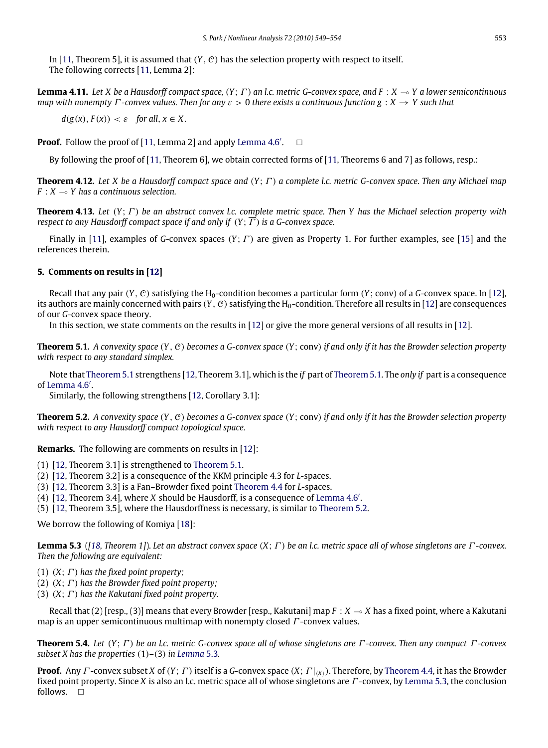In [11, Theorem 5], it is assumed that $(Y, \mathcal{C})$ has the selection property with respect to itself.

The following corrects [11, Lemma 2]:

**Lemma 4.11.** *Let $X$ be a Hausdorff compact space, $(Y; \Gamma)$ an l.c. metric G-convex space, and $F : X \multimap Y$ a lower semicontinuous map with nonempty $\Gamma$-convex values. Then for any $\varepsilon > 0$ there exists a continuous function $g : X \to Y$ such that*

$$d(g(x), F(x)) < \varepsilon \quad \text{for all}, x \in X.$$

**Proof.** Follow the proof of [11, Lemma 2] and apply Lemma 4.6′. □

By following the proof of [11, Theorem 6], we obtain corrected forms of [11, Theorems 6 and 7] as follows, resp.:

**Theorem 4.12.** *Let $X$ be a Hausdorff compact space and $(Y; \Gamma)$ a complete l.c. metric G-convex space. Then any Michael map $F : X \multimap Y$ has a continuous selection.*

**Theorem 4.13.** *Let $(Y; \Gamma)$ be an abstract convex l.c. complete metric space. Then $Y$ has the Michael selection property with respect to any Hausdorff compact space if and only if $(Y; \overline{\Gamma})$ is a G-convex space.*

Finally in [11], examples of G-convex spaces $(Y; \Gamma)$ are given as Property 1. For further examples, see [15] and the references therein.

## 5. Comments on results in [12]

Recall that any pair $(Y, \mathcal{C})$ satisfying the $H_0$-condition becomes a particular form $(Y; \text{conv})$ of a G-convex space. In [12], its authors are mainly concerned with pairs $(Y, \mathcal{C})$ satisfying the $H_0$-condition. Therefore all results in [12] are consequences of our G-convex space theory.

In this section, we state comments on the results in [12] or give the more general versions of all results in [12].

**Theorem 5.1.** *A convexity space $(Y, \mathcal{C})$ becomes a G-convex space $(Y; \text{conv})$ if and only if it has the Browder selection property with respect to any standard simplex.*

Note that Theorem 5.1 strengthens [12, Theorem 3.1], which is the *if* part of Theorem 5.1. The *only if* part is a consequence of Lemma 4.6′.

Similarly, the following strengthens [12, Corollary 3.1]:

**Theorem 5.2.** *A convexity space $(Y, \mathcal{C})$ becomes a G-convex space $(Y; \text{conv})$ if and only if it has the Browder selection property with respect to any Hausdorff compact topological space.*

**Remarks.** The following are comments on results in [12]:

(1) [12, Theorem 3.1] is strengthened to Theorem 5.1.
(2) [12, Theorem 3.2] is a consequence of the KKM principle 4.3 for L-spaces.
(3) [12, Theorem 3.3] is a Fan–Browder fixed point Theorem 4.4 for L-spaces.
(4) [12, Theorem 3.4], where $X$ should be Hausdorff, is a consequence of Lemma 4.6′.
(5) [12, Theorem 3.5], where the Hausdorffness is necessary, is similar to Theorem 5.2.

We borrow the following of Komiya [18]:

**Lemma 5.3** *([18, Theorem 1]). Let an abstract convex space $(X; \Gamma)$ be an l.c. metric space all of whose singletons are $\Gamma$-convex. Then the following are equivalent:*

(1) *$(X; \Gamma)$ has the fixed point property;*
(2) *$(X; \Gamma)$ has the Browder fixed point property;*
(3) *$(X; \Gamma)$ has the Kakutani fixed point property.*

Recall that (2) [resp., (3)] means that every Browder [resp., Kakutani] map $F : X \multimap X$ has a fixed point, where a Kakutani map is an upper semicontinuous multimap with nonempty closed $\Gamma$-convex values.

**Theorem 5.4.** *Let $(Y; \Gamma)$ be an l.c. metric G-convex space all of whose singletons are $\Gamma$-convex. Then any compact $\Gamma$-convex subset $X$ has the properties (1)–(3) in Lemma 5.3.*

**Proof.** Any $\Gamma$-convex subset $X$ of $(Y; \Gamma)$ itself is a G-convex space $(X; \Gamma|_{\langle X \rangle})$. Therefore, by Theorem 4.4, it has the Browder fixed point property. Since $X$ is also an l.c. metric space all of whose singletons are $\Gamma$-convex, by Lemma 5.3, the conclusion follows. □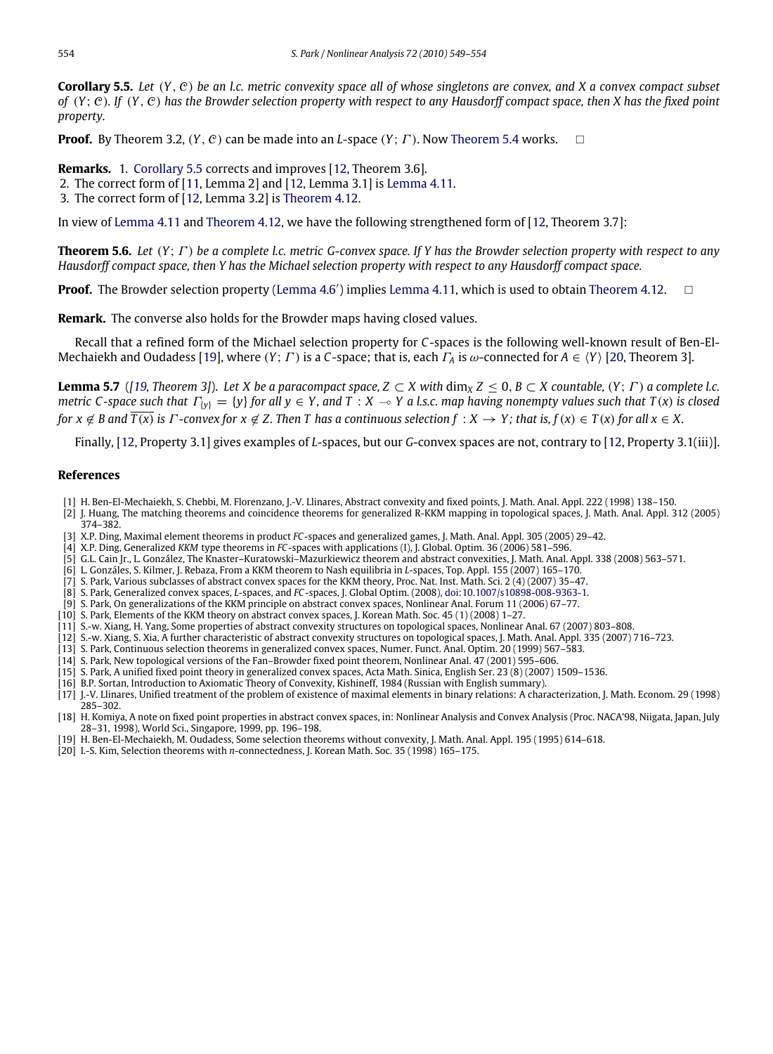**Corollary 5.5.** *Let $(Y, \mathcal{C})$ be an l.c. metric convexity space all of whose singletons are convex, and $X$ a convex compact subset of $(Y; \mathcal{C})$. If $(Y, \mathcal{C})$ has the Browder selection property with respect to any Hausdorff compact space, then $X$ has the fixed point property.*

**Proof.** By Theorem 3.2, $(Y, \mathcal{C})$ can be made into an $L$-space $(Y; \Gamma)$. Now Theorem 5.4 works. □

**Remarks.** 1. Corollary 5.5 corrects and improves [12, Theorem 3.6].
2. The correct form of [11, Lemma 2] and [12, Lemma 3.1] is Lemma 4.11.
3. The correct form of [12, Lemma 3.2] is Theorem 4.12.

In view of Lemma 4.11 and Theorem 4.12, we have the following strengthened form of [12, Theorem 3.7]:

**Theorem 5.6.** *Let $(Y; \Gamma)$ be a complete l.c. metric $G$-convex space. If $Y$ has the Browder selection property with respect to any Hausdorff compact space, then $Y$ has the Michael selection property with respect to any Hausdorff compact space.*

**Proof.** The Browder selection property (Lemma 4.6′) implies Lemma 4.11, which is used to obtain Theorem 4.12. □

**Remark.** The converse also holds for the Browder maps having closed values.

Recall that a refined form of the Michael selection property for $C$-spaces is the following well-known result of Ben-El-Mechaiekh and Oudadess [19], where $(Y; \Gamma)$ is a $C$-space; that is, each $\Gamma_A$ is $\omega$-connected for $A \in \langle Y \rangle$ [20, Theorem 3].

**Lemma 5.7** *([19, Theorem 3]). Let $X$ be a paracompact space, $Z \subset X$ with $\dim_X Z \leq 0$, $B \subset X$ countable, $(Y; \Gamma)$ a complete l.c. metric $C$-space such that $\Gamma_{\{y\}} = \{y\}$ for all $y \in Y$, and $T : X \multimap Y$ a l.s.c. map having nonempty values such that $T(x)$ is closed for $x \notin B$ and $\overline{T(x)}$ is $\Gamma$-convex for $x \notin Z$. Then $T$ has a continuous selection $f : X \to Y$; that is, $f(x) \in T(x)$ for all $x \in X$.*

Finally, [12, Property 3.1] gives examples of $L$-spaces, but our $G$-convex spaces are not, contrary to [12, Property 3.1(iii)].

## References

[1] H. Ben-El-Mechaiekh, S. Chebbi, M. Florenzano, J.-V. Llinares, Abstract convexity and fixed points, J. Math. Anal. Appl. 222 (1998) 138–150.
[2] J. Huang, The matching theorems and coincidence theorems for generalized R-KKM mapping in topological spaces, J. Math. Anal. Appl. 312 (2005) 374–382.
[3] X.P. Ding, Maximal element theorems in product *FC*-spaces and generalized games, J. Math. Anal. Appl. 305 (2005) 29–42.
[4] X.P. Ding, Generalized *KKM* type theorems in *FC*-spaces with applications (I), J. Global. Optim. 36 (2006) 581–596.
[5] G.L. Cain Jr., L. González, The Knaster–Kuratowski–Mazurkiewicz theorem and abstract convexities, J. Math. Anal. Appl. 338 (2008) 563–571.
[6] L. Gonzáles, S. Kilmer, J. Rebaza, From a KKM theorem to Nash equilibria in *L*-spaces, Top. Appl. 155 (2007) 165–170.
[7] S. Park, Various subclasses of abstract convex spaces for the KKM theory, Proc. Nat. Inst. Math. Sci. 2 (4) (2007) 35–47.
[8] S. Park, Generalized convex spaces, *L*-spaces, and *FC*-spaces, J. Global Optim. (2008), doi:10.1007/s10898-008-9363-1.
[9] S. Park, On generalizations of the KKM principle on abstract convex spaces, Nonlinear Anal. Forum 11 (2006) 67–77.
[10] S. Park, Elements of the KKM theory on abstract convex spaces, J. Korean Math. Soc. 45 (1) (2008) 1–27.
[11] S.-w. Xiang, H. Yang, Some properties of abstract convexity structures on topological spaces, Nonlinear Anal. 67 (2007) 803–808.
[12] S.-w. Xiang, S. Xia, A further characteristic of abstract convexity structures on topological spaces, J. Math. Anal. Appl. 335 (2007) 716–723.
[13] S. Park, Continuous selection theorems in generalized convex spaces, Numer. Funct. Anal. Optim. 20 (1999) 567–583.
[14] S. Park, New topological versions of the Fan–Browder fixed point theorem, Nonlinear Anal. 47 (2001) 595–606.
[15] S. Park, A unified fixed point theory in generalized convex spaces, Acta Math. Sinica, English Ser. 23 (8) (2007) 1509–1536.
[16] B.P. Sortan, Introduction to Axiomatic Theory of Convexity, Kishineff, 1984 (Russian with English summary).
[17] J.-V. Llinares, Unified treatment of the problem of existence of maximal elements in binary relations: A characterization, J. Math. Econom. 29 (1998) 285–302.
[18] H. Komiya, A note on fixed point properties in abstract convex spaces, in: Nonlinear Analysis and Convex Analysis (Proc. NACA'98, Niigata, Japan, July 28–31, 1998), World Sci., Singapore, 1999, pp. 196–198.
[19] H. Ben-El-Mechaiekh, M. Oudadess, Some selection theorems without convexity, J. Math. Anal. Appl. 195 (1995) 614–618.
[20] I.-S. Kim, Selection theorems with *n*-connectedness, J. Korean Math. Soc. 35 (1998) 165–175.